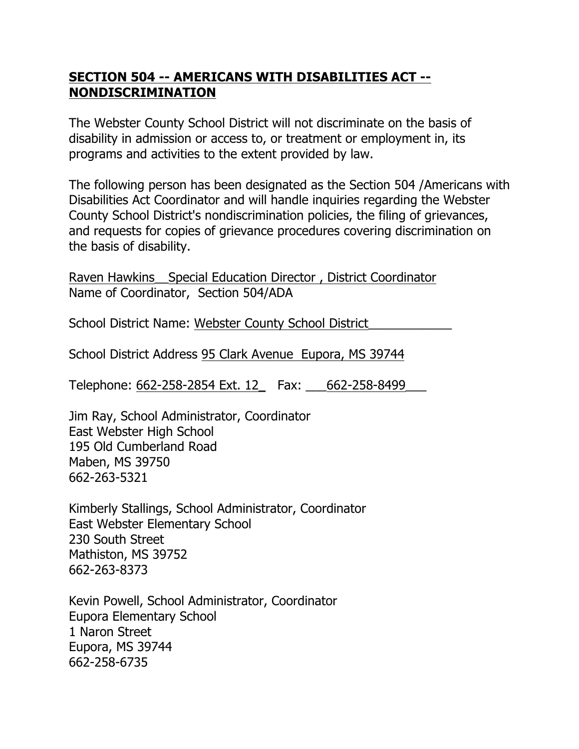## SECTION 504 -- AMERICANS WITH DISABILITIES ACT -- NONDISCRIMINATION

The Webster County School District will not discriminate on the basis of disability in admission or access to, or treatment or employment in, its programs and activities to the extent provided by law.

The following person has been designated as the Section 504 /Americans with Disabilities Act Coordinator and will handle inquiries regarding the Webster County School District's nondiscrimination policies, the filing of grievances, and requests for copies of grievance procedures covering discrimination on the basis of disability.

Raven Hawkins__Special Education Director , District Coordinator
Name of Coordinator, Section 504/ADA

School District Name: Webster County School District____________

School District Address 95 Clark Avenue Eupora, MS 39744

Telephone: 662-258-2854 Ext. 12_ Fax: ___662-258-8499___

Jim Ray, School Administrator, Coordinator
East Webster High School
195 Old Cumberland Road
Maben, MS 39750
662-263-5321

Kimberly Stallings, School Administrator, Coordinator
East Webster Elementary School
230 South Street
Mathiston, MS 39752
662-263-8373

Kevin Powell, School Administrator, Coordinator
Eupora Elementary School
1 Naron Street
Eupora, MS 39744
662-258-6735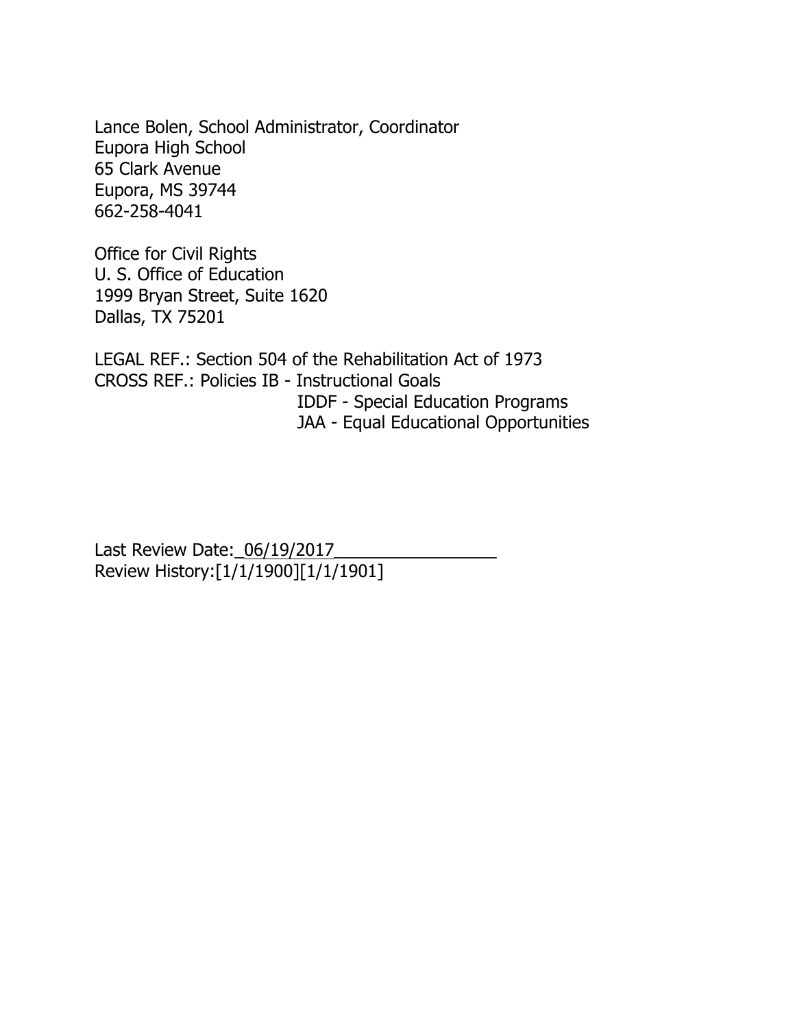Lance Bolen, School Administrator, Coordinator
Eupora High School
65 Clark Avenue
Eupora, MS 39744
662-258-4041

Office for Civil Rights
U. S. Office of Education
1999 Bryan Street, Suite 1620
Dallas, TX 75201

LEGAL REF.: Section 504 of the Rehabilitation Act of 1973
CROSS REF.: Policies IB - Instructional Goals
IDDF - Special Education Programs
JAA - Equal Educational Opportunities

Last Review Date:_06/19/2017_________________
Review History:[1/1/1900][1/1/1901]